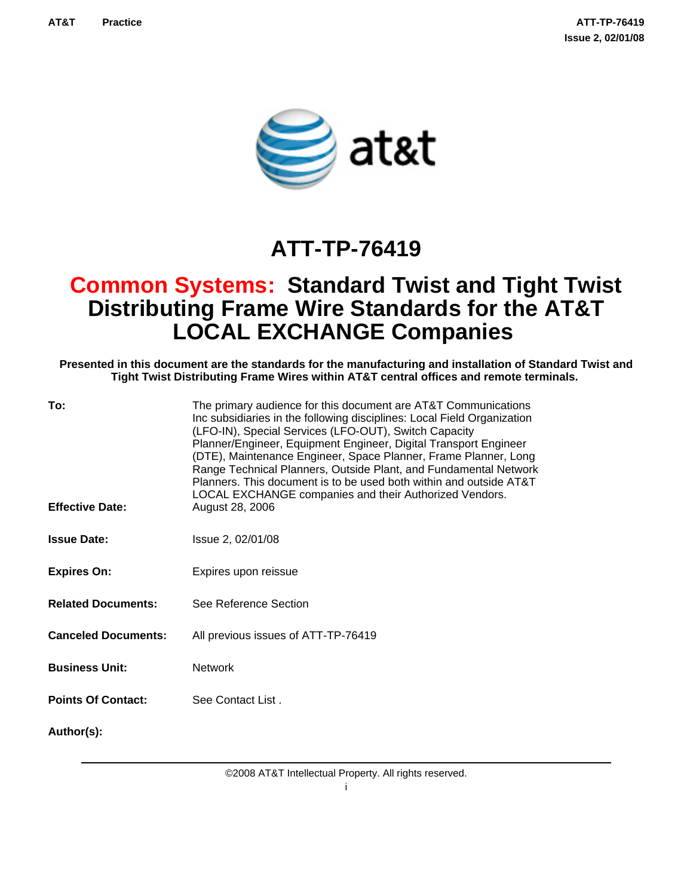# ATT-TP-76419

# Common Systems: Standard Twist and Tight Twist Distributing Frame Wire Standards for the AT&T LOCAL EXCHANGE Companies

**Presented in this document are the standards for the manufacturing and installation of Standard Twist and Tight Twist Distributing Frame Wires within AT&T central offices and remote terminals.**

| | |
|---|---|
| **To:** | The primary audience for this document are AT&T Communications Inc subsidiaries in the following disciplines: Local Field Organization (LFO-IN), Special Services (LFO-OUT), Switch Capacity Planner/Engineer, Equipment Engineer, Digital Transport Engineer (DTE), Maintenance Engineer, Space Planner, Frame Planner, Long Range Technical Planners, Outside Plant, and Fundamental Network Planners. This document is to be used both within and outside AT&T LOCAL EXCHANGE companies and their Authorized Vendors. |
| **Effective Date:** | August 28, 2006 |
| **Issue Date:** | Issue 2, 02/01/08 |
| **Expires On:** | Expires upon reissue |
| **Related Documents:** | See Reference Section |
| **Canceled Documents:** | All previous issues of ATT-TP-76419 |
| **Business Unit:** | Network |
| **Points Of Contact:** | See Contact List . |
| **Author(s):** | |

©2008 AT&T Intellectual Property. All rights reserved.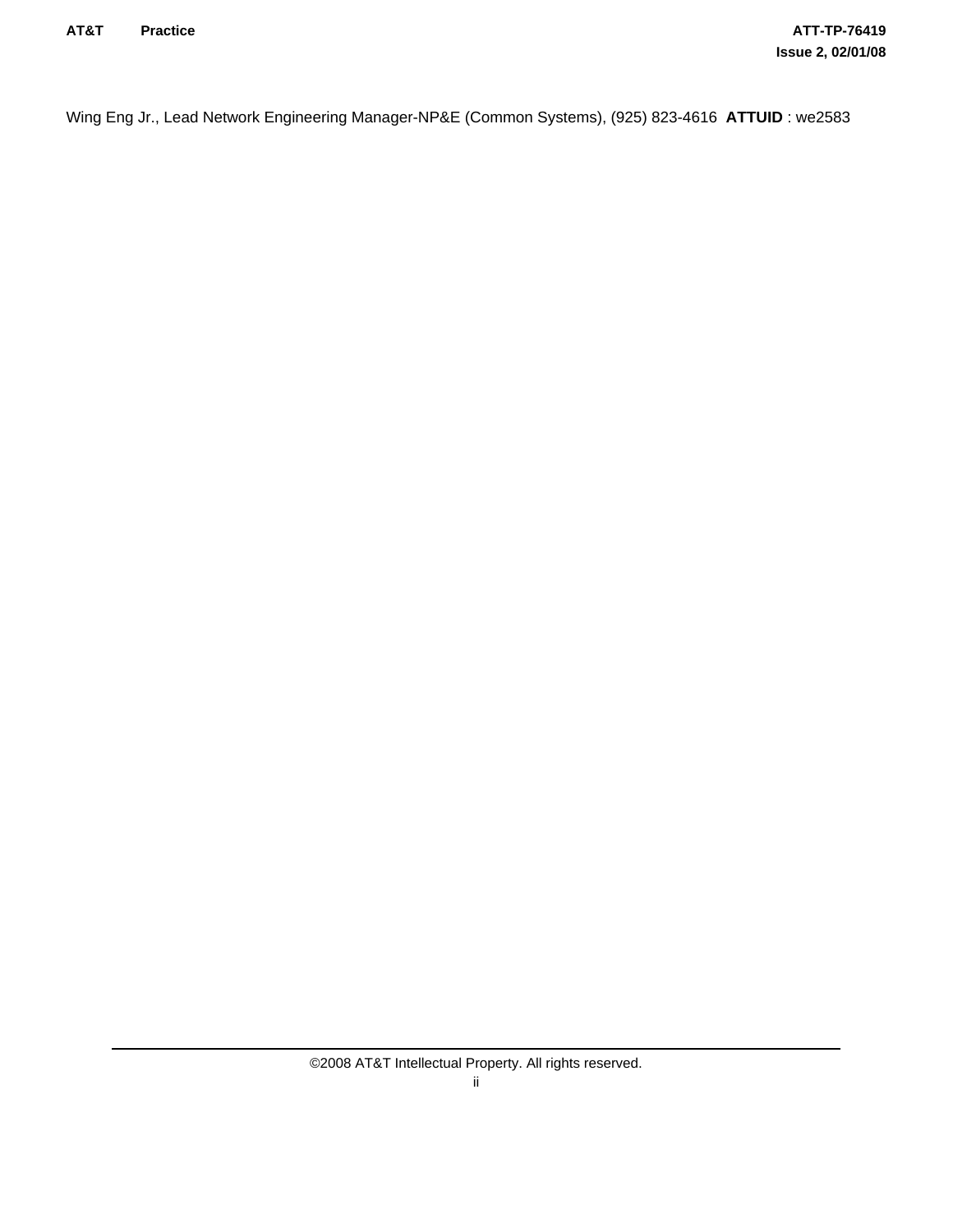Wing Eng Jr., Lead Network Engineering Manager-NP&E (Common Systems), (925) 823-4616 **ATTUID** : we2583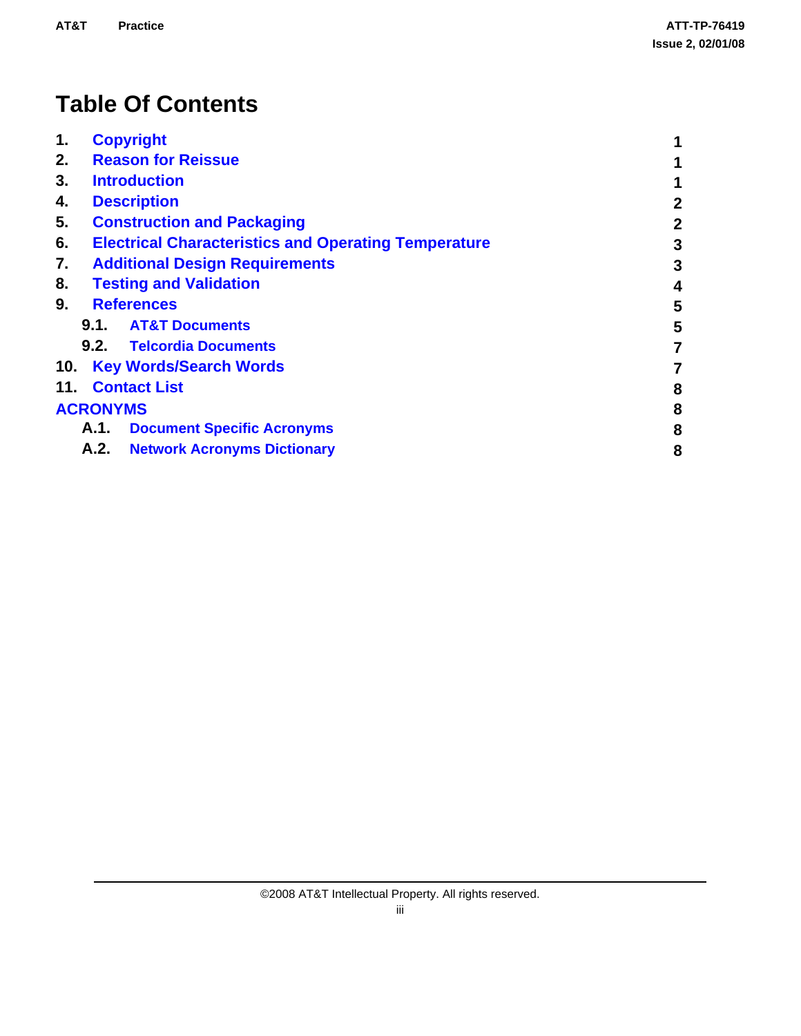# Table Of Contents

| | | |
|---|---|---|
| 1. | Copyright | 1 |
| 2. | Reason for Reissue | 1 |
| 3. | Introduction | 1 |
| 4. | Description | 2 |
| 5. | Construction and Packaging | 2 |
| 6. | Electrical Characteristics and Operating Temperature | 3 |
| 7. | Additional Design Requirements | 3 |
| 8. | Testing and Validation | 4 |
| 9. | References | 5 |
| 9.1. | AT&T Documents | 5 |
| 9.2. | Telcordia Documents | 7 |
| 10. | Key Words/Search Words | 7 |
| 11. | Contact List | 8 |
| ACRONYMS | | 8 |
| A.1. | Document Specific Acronyms | 8 |
| A.2. | Network Acronyms Dictionary | 8 |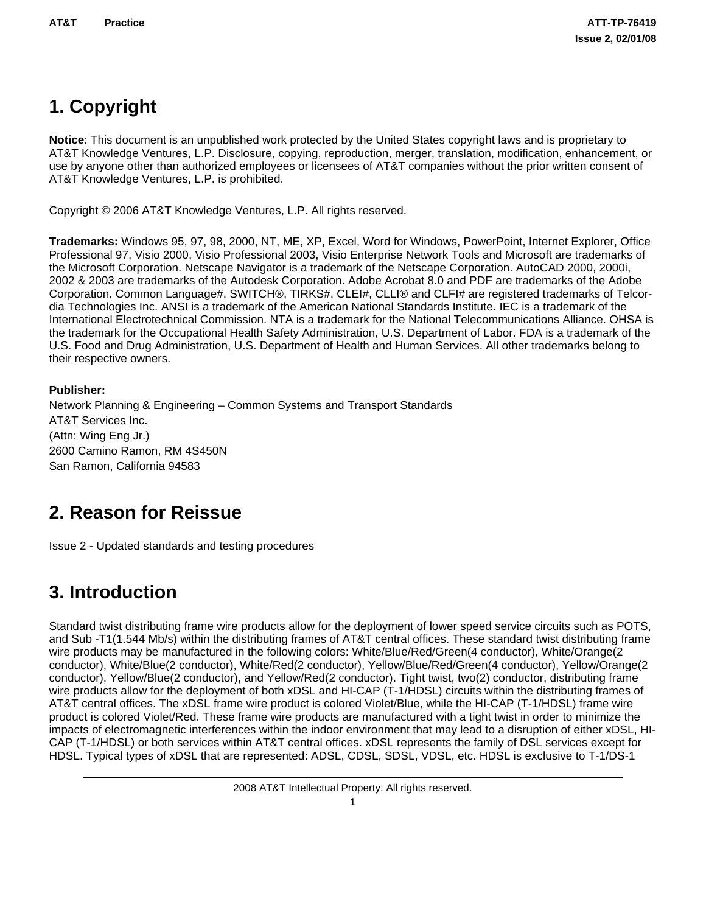# 1. Copyright

**Notice**: This document is an unpublished work protected by the United States copyright laws and is proprietary to AT&T Knowledge Ventures, L.P. Disclosure, copying, reproduction, merger, translation, modification, enhancement, or use by anyone other than authorized employees or licensees of AT&T companies without the prior written consent of AT&T Knowledge Ventures, L.P. is prohibited.

Copyright © 2006 AT&T Knowledge Ventures, L.P. All rights reserved.

**Trademarks:** Windows 95, 97, 98, 2000, NT, ME, XP, Excel, Word for Windows, PowerPoint, Internet Explorer, Office Professional 97, Visio 2000, Visio Professional 2003, Visio Enterprise Network Tools and Microsoft are trademarks of the Microsoft Corporation. Netscape Navigator is a trademark of the Netscape Corporation. AutoCAD 2000, 2000i, 2002 & 2003 are trademarks of the Autodesk Corporation. Adobe Acrobat 8.0 and PDF are trademarks of the Adobe Corporation. Common Language#, SWITCH®, TIRKS#, CLEI#, CLLI® and CLFI# are registered trademarks of Telcordia Technologies Inc. ANSI is a trademark of the American National Standards Institute. IEC is a trademark of the International Electrotechnical Commission. NTA is a trademark for the National Telecommunications Alliance. OHSA is the trademark for the Occupational Health Safety Administration, U.S. Department of Labor. FDA is a trademark of the U.S. Food and Drug Administration, U.S. Department of Health and Human Services. All other trademarks belong to their respective owners.

**Publisher:**
Network Planning & Engineering – Common Systems and Transport Standards
AT&T Services Inc.
(Attn: Wing Eng Jr.)
2600 Camino Ramon, RM 4S450N
San Ramon, California 94583

# 2. Reason for Reissue

Issue 2 - Updated standards and testing procedures

# 3. Introduction

Standard twist distributing frame wire products allow for the deployment of lower speed service circuits such as POTS, and Sub -T1(1.544 Mb/s) within the distributing frames of AT&T central offices. These standard twist distributing frame wire products may be manufactured in the following colors: White/Blue/Red/Green(4 conductor), White/Orange(2 conductor), White/Blue(2 conductor), White/Red(2 conductor), Yellow/Blue/Red/Green(4 conductor), Yellow/Orange(2 conductor), Yellow/Blue(2 conductor), and Yellow/Red(2 conductor). Tight twist, two(2) conductor, distributing frame wire products allow for the deployment of both xDSL and HI-CAP (T-1/HDSL) circuits within the distributing frames of AT&T central offices. The xDSL frame wire product is colored Violet/Blue, while the HI-CAP (T-1/HDSL) frame wire product is colored Violet/Red. These frame wire products are manufactured with a tight twist in order to minimize the impacts of electromagnetic interferences within the indoor environment that may lead to a disruption of either xDSL, HI-CAP (T-1/HDSL) or both services within AT&T central offices. xDSL represents the family of DSL services except for HDSL. Typical types of xDSL that are represented: ADSL, CDSL, SDSL, VDSL, etc. HDSL is exclusive to T-1/DS-1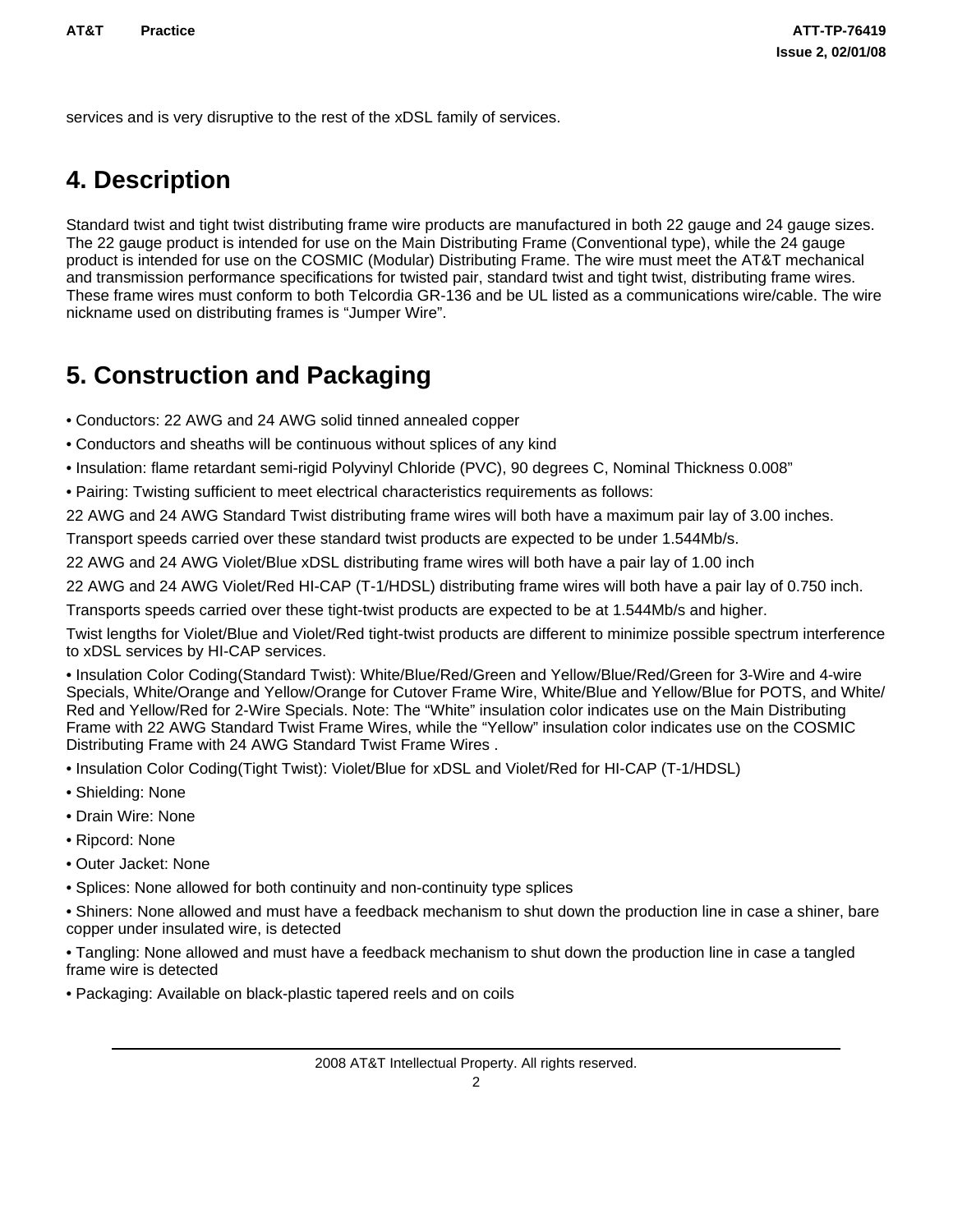services and is very disruptive to the rest of the xDSL family of services.

## 4. Description

Standard twist and tight twist distributing frame wire products are manufactured in both 22 gauge and 24 gauge sizes. The 22 gauge product is intended for use on the Main Distributing Frame (Conventional type), while the 24 gauge product is intended for use on the COSMIC (Modular) Distributing Frame. The wire must meet the AT&T mechanical and transmission performance specifications for twisted pair, standard twist and tight twist, distributing frame wires. These frame wires must conform to both Telcordia GR-136 and be UL listed as a communications wire/cable. The wire nickname used on distributing frames is “Jumper Wire”.

## 5. Construction and Packaging

• Conductors: 22 AWG and 24 AWG solid tinned annealed copper

• Conductors and sheaths will be continuous without splices of any kind

• Insulation: flame retardant semi-rigid Polyvinyl Chloride (PVC), 90 degrees C, Nominal Thickness 0.008”

• Pairing: Twisting sufficient to meet electrical characteristics requirements as follows:

22 AWG and 24 AWG Standard Twist distributing frame wires will both have a maximum pair lay of 3.00 inches.

Transport speeds carried over these standard twist products are expected to be under 1.544Mb/s.

22 AWG and 24 AWG Violet/Blue xDSL distributing frame wires will both have a pair lay of 1.00 inch

22 AWG and 24 AWG Violet/Red HI-CAP (T-1/HDSL) distributing frame wires will both have a pair lay of 0.750 inch.

Transports speeds carried over these tight-twist products are expected to be at 1.544Mb/s and higher.

Twist lengths for Violet/Blue and Violet/Red tight-twist products are different to minimize possible spectrum interference to xDSL services by HI-CAP services.

• Insulation Color Coding(Standard Twist): White/Blue/Red/Green and Yellow/Blue/Red/Green for 3-Wire and 4-wire Specials, White/Orange and Yellow/Orange for Cutover Frame Wire, White/Blue and Yellow/Blue for POTS, and White/Red and Yellow/Red for 2-Wire Specials. Note: The “White” insulation color indicates use on the Main Distributing Frame with 22 AWG Standard Twist Frame Wires, while the “Yellow” insulation color indicates use on the COSMIC Distributing Frame with 24 AWG Standard Twist Frame Wires .

• Insulation Color Coding(Tight Twist): Violet/Blue for xDSL and Violet/Red for HI-CAP (T-1/HDSL)

• Shielding: None

• Drain Wire: None

• Ripcord: None

• Outer Jacket: None

• Splices: None allowed for both continuity and non-continuity type splices

• Shiners: None allowed and must have a feedback mechanism to shut down the production line in case a shiner, bare copper under insulated wire, is detected

• Tangling: None allowed and must have a feedback mechanism to shut down the production line in case a tangled frame wire is detected

• Packaging: Available on black-plastic tapered reels and on coils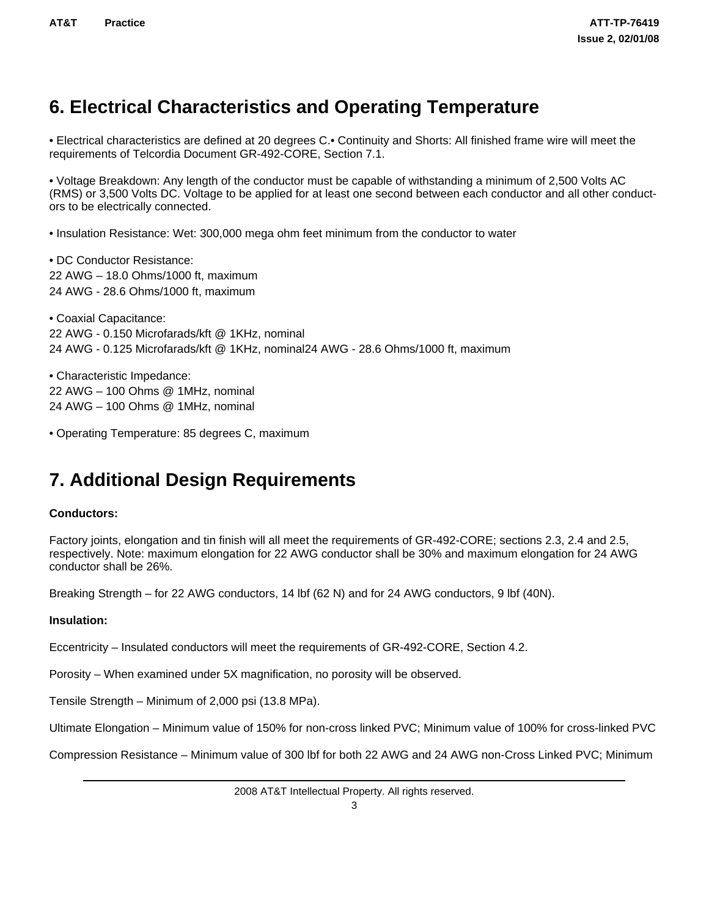## 6. Electrical Characteristics and Operating Temperature

• Electrical characteristics are defined at 20 degrees C.• Continuity and Shorts: All finished frame wire will meet the requirements of Telcordia Document GR-492-CORE, Section 7.1.

• Voltage Breakdown: Any length of the conductor must be capable of withstanding a minimum of 2,500 Volts AC (RMS) or 3,500 Volts DC. Voltage to be applied for at least one second between each conductor and all other conductors to be electrically connected.

• Insulation Resistance: Wet: 300,000 mega ohm feet minimum from the conductor to water

• DC Conductor Resistance:
22 AWG – 18.0 Ohms/1000 ft, maximum
24 AWG - 28.6 Ohms/1000 ft, maximum

• Coaxial Capacitance:
22 AWG - 0.150 Microfarads/kft @ 1KHz, nominal
24 AWG - 0.125 Microfarads/kft @ 1KHz, nominal24 AWG - 28.6 Ohms/1000 ft, maximum

• Characteristic Impedance:
22 AWG – 100 Ohms @ 1MHz, nominal
24 AWG – 100 Ohms @ 1MHz, nominal

• Operating Temperature: 85 degrees C, maximum

## 7. Additional Design Requirements

**Conductors:**

Factory joints, elongation and tin finish will all meet the requirements of GR-492-CORE; sections 2.3, 2.4 and 2.5, respectively. Note: maximum elongation for 22 AWG conductor shall be 30% and maximum elongation for 24 AWG conductor shall be 26%.

Breaking Strength – for 22 AWG conductors, 14 lbf (62 N) and for 24 AWG conductors, 9 lbf (40N).

**Insulation:**

Eccentricity – Insulated conductors will meet the requirements of GR-492-CORE, Section 4.2.

Porosity – When examined under 5X magnification, no porosity will be observed.

Tensile Strength – Minimum of 2,000 psi (13.8 MPa).

Ultimate Elongation – Minimum value of 150% for non-cross linked PVC; Minimum value of 100% for cross-linked PVC

Compression Resistance – Minimum value of 300 lbf for both 22 AWG and 24 AWG non-Cross Linked PVC; Minimum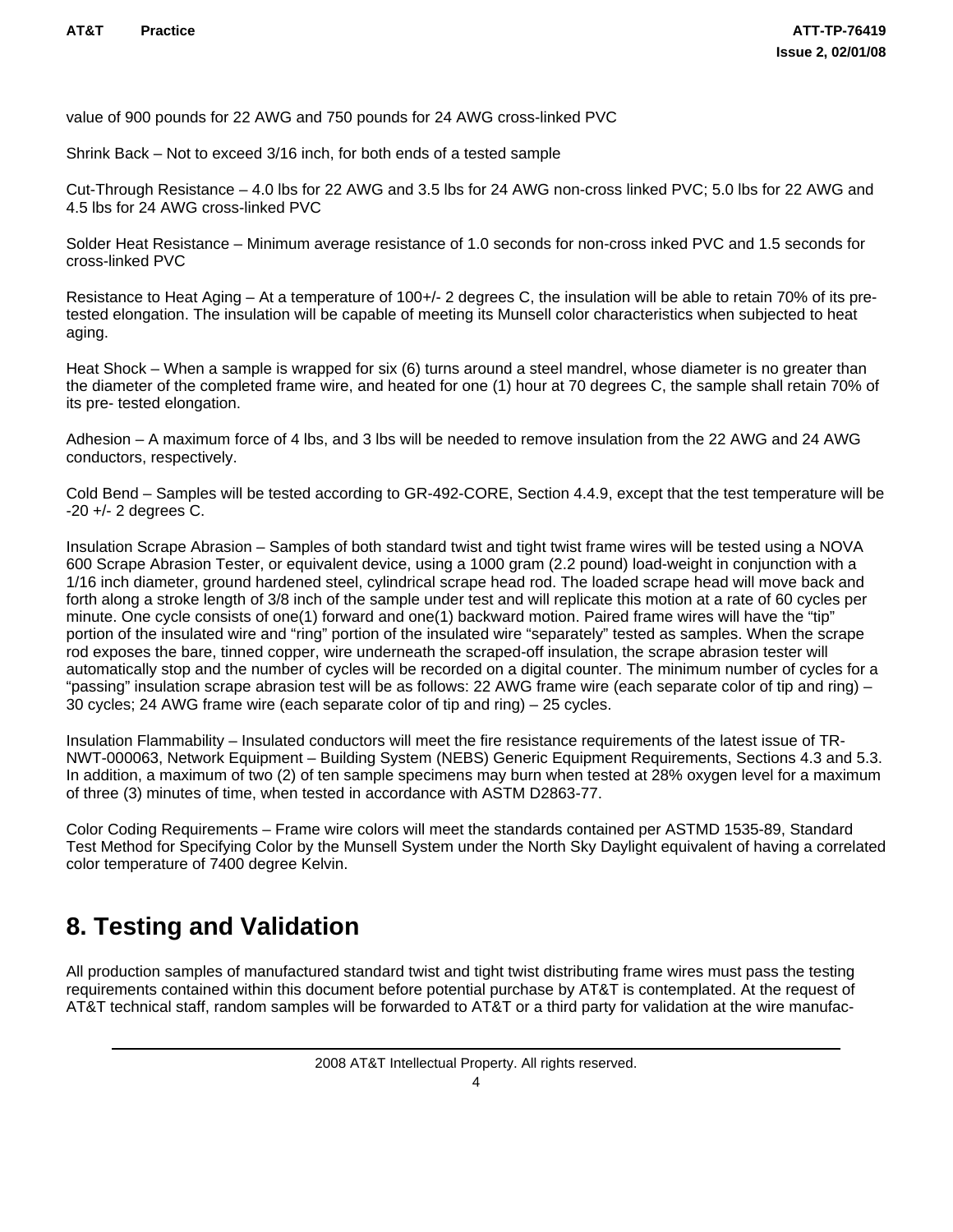value of 900 pounds for 22 AWG and 750 pounds for 24 AWG cross-linked PVC

Shrink Back – Not to exceed 3/16 inch, for both ends of a tested sample

Cut-Through Resistance – 4.0 lbs for 22 AWG and 3.5 lbs for 24 AWG non-cross linked PVC; 5.0 lbs for 22 AWG and 4.5 lbs for 24 AWG cross-linked PVC

Solder Heat Resistance – Minimum average resistance of 1.0 seconds for non-cross inked PVC and 1.5 seconds for cross-linked PVC

Resistance to Heat Aging – At a temperature of 100+/- 2 degrees C, the insulation will be able to retain 70% of its pre-tested elongation. The insulation will be capable of meeting its Munsell color characteristics when subjected to heat aging.

Heat Shock – When a sample is wrapped for six (6) turns around a steel mandrel, whose diameter is no greater than the diameter of the completed frame wire, and heated for one (1) hour at 70 degrees C, the sample shall retain 70% of its pre- tested elongation.

Adhesion – A maximum force of 4 lbs, and 3 lbs will be needed to remove insulation from the 22 AWG and 24 AWG conductors, respectively.

Cold Bend – Samples will be tested according to GR-492-CORE, Section 4.4.9, except that the test temperature will be -20 +/- 2 degrees C.

Insulation Scrape Abrasion – Samples of both standard twist and tight twist frame wires will be tested using a NOVA 600 Scrape Abrasion Tester, or equivalent device, using a 1000 gram (2.2 pound) load-weight in conjunction with a 1/16 inch diameter, ground hardened steel, cylindrical scrape head rod. The loaded scrape head will move back and forth along a stroke length of 3/8 inch of the sample under test and will replicate this motion at a rate of 60 cycles per minute. One cycle consists of one(1) forward and one(1) backward motion. Paired frame wires will have the "tip" portion of the insulated wire and "ring" portion of the insulated wire "separately" tested as samples. When the scrape rod exposes the bare, tinned copper, wire underneath the scraped-off insulation, the scrape abrasion tester will automatically stop and the number of cycles will be recorded on a digital counter. The minimum number of cycles for a "passing" insulation scrape abrasion test will be as follows: 22 AWG frame wire (each separate color of tip and ring) – 30 cycles; 24 AWG frame wire (each separate color of tip and ring) – 25 cycles.

Insulation Flammability – Insulated conductors will meet the fire resistance requirements of the latest issue of TR-NWT-000063, Network Equipment – Building System (NEBS) Generic Equipment Requirements, Sections 4.3 and 5.3. In addition, a maximum of two (2) of ten sample specimens may burn when tested at 28% oxygen level for a maximum of three (3) minutes of time, when tested in accordance with ASTM D2863-77.

Color Coding Requirements – Frame wire colors will meet the standards contained per ASTMD 1535-89, Standard Test Method for Specifying Color by the Munsell System under the North Sky Daylight equivalent of having a correlated color temperature of 7400 degree Kelvin.

# 8. Testing and Validation

All production samples of manufactured standard twist and tight twist distributing frame wires must pass the testing requirements contained within this document before potential purchase by AT&T is contemplated. At the request of AT&T technical staff, random samples will be forwarded to AT&T or a third party for validation at the wire manufac-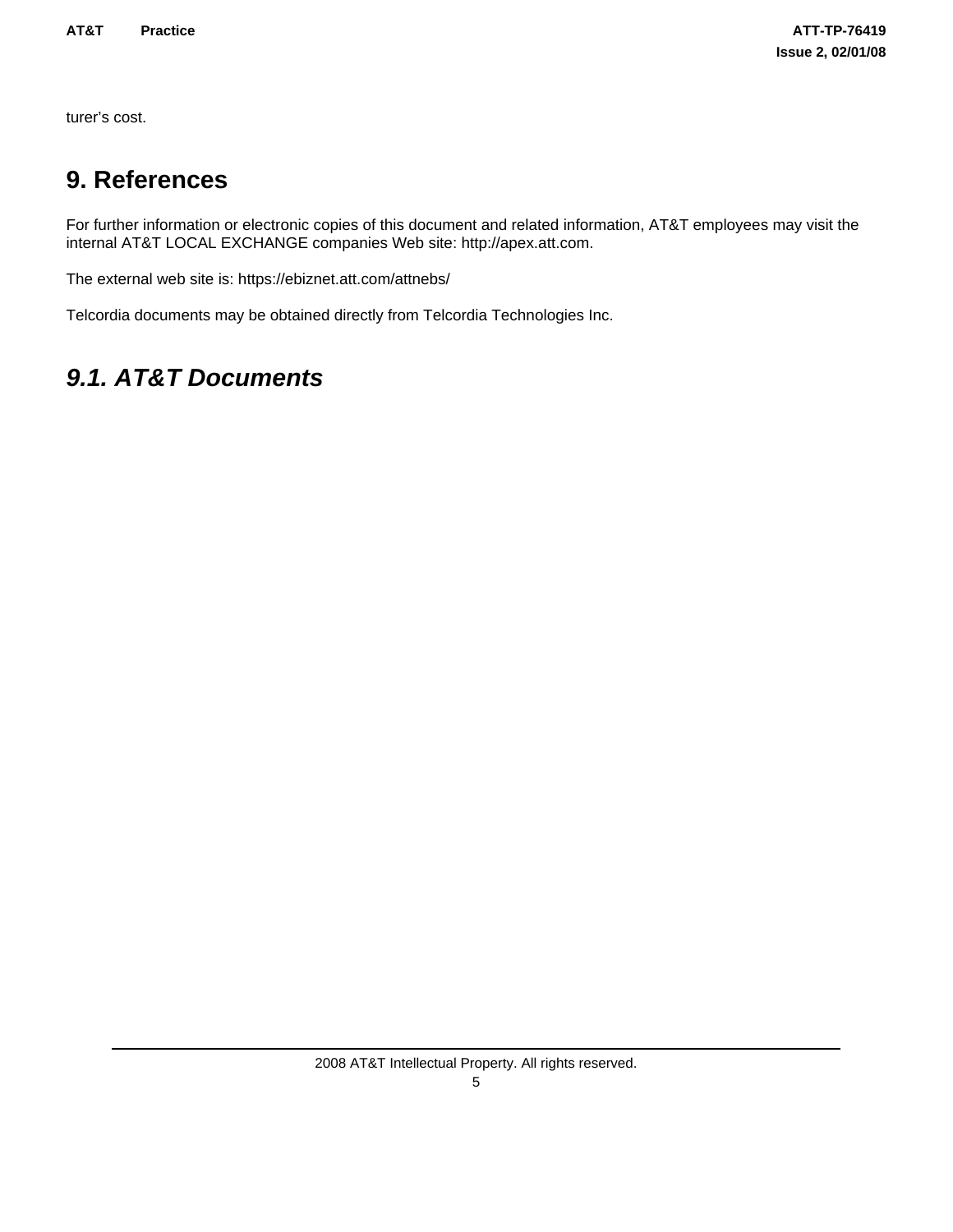turer’s cost.

## 9. References

For further information or electronic copies of this document and related information, AT&T employees may visit the internal AT&T LOCAL EXCHANGE companies Web site: http://apex.att.com.

The external web site is: https://ebiznet.att.com/attnebs/

Telcordia documents may be obtained directly from Telcordia Technologies Inc.

### *9.1. AT&T Documents*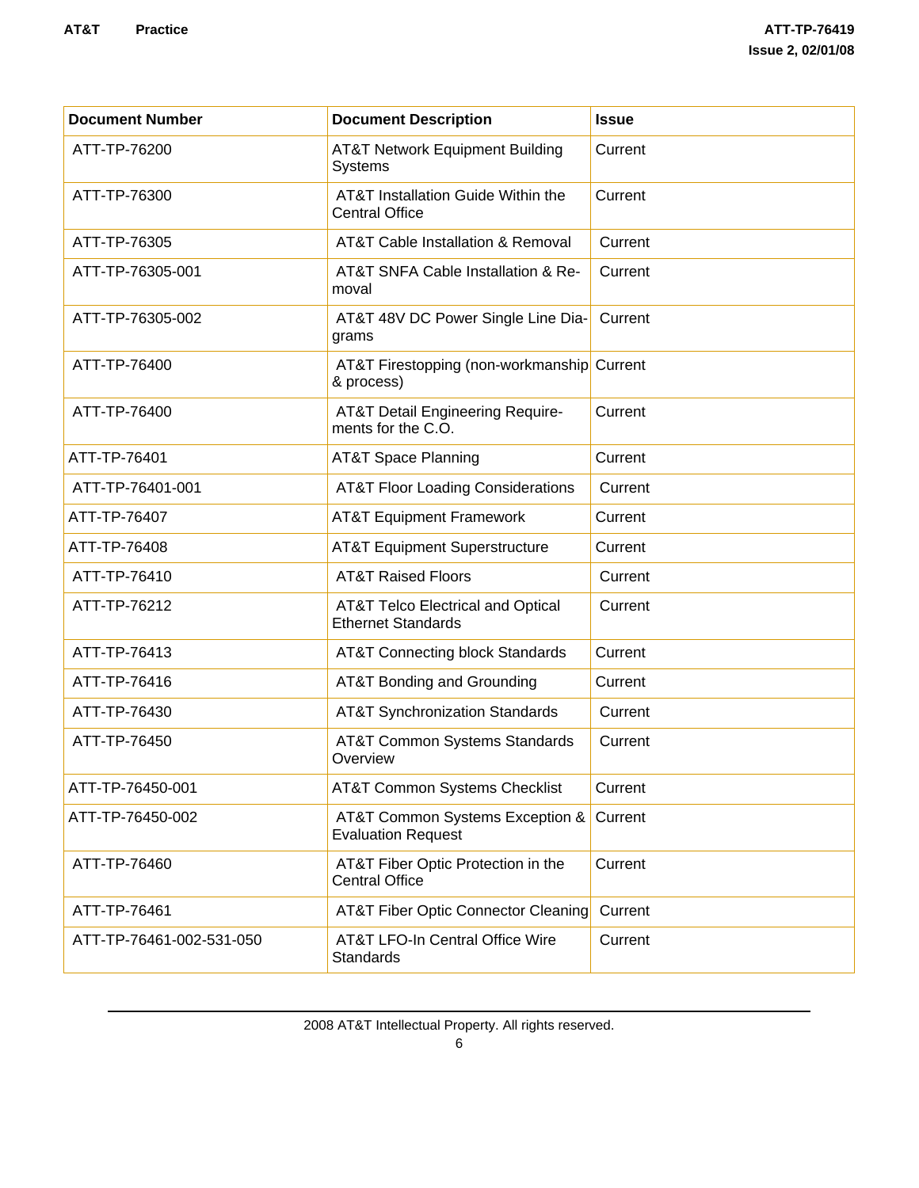| Document Number | Document Description | Issue |
| --- | --- | --- |
| ATT-TP-76200 | AT&T Network Equipment Building Systems | Current |
| ATT-TP-76300 | AT&T Installation Guide Within the Central Office | Current |
| ATT-TP-76305 | AT&T Cable Installation & Removal | Current |
| ATT-TP-76305-001 | AT&T SNFA Cable Installation & Removal | Current |
| ATT-TP-76305-002 | AT&T 48V DC Power Single Line Diagrams | Current |
| ATT-TP-76400 | AT&T Firestopping (non-workmanship & process) | Current |
| ATT-TP-76400 | AT&T Detail Engineering Requirements for the C.O. | Current |
| ATT-TP-76401 | AT&T Space Planning | Current |
| ATT-TP-76401-001 | AT&T Floor Loading Considerations | Current |
| ATT-TP-76407 | AT&T Equipment Framework | Current |
| ATT-TP-76408 | AT&T Equipment Superstructure | Current |
| ATT-TP-76410 | AT&T Raised Floors | Current |
| ATT-TP-76212 | AT&T Telco Electrical and Optical Ethernet Standards | Current |
| ATT-TP-76413 | AT&T Connecting block Standards | Current |
| ATT-TP-76416 | AT&T Bonding and Grounding | Current |
| ATT-TP-76430 | AT&T Synchronization Standards | Current |
| ATT-TP-76450 | AT&T Common Systems Standards Overview | Current |
| ATT-TP-76450-001 | AT&T Common Systems Checklist | Current |
| ATT-TP-76450-002 | AT&T Common Systems Exception & Evaluation Request | Current |
| ATT-TP-76460 | AT&T Fiber Optic Protection in the Central Office | Current |
| ATT-TP-76461 | AT&T Fiber Optic Connector Cleaning | Current |
| ATT-TP-76461-002-531-050 | AT&T LFO-In Central Office Wire Standards | Current |

2008 AT&T Intellectual Property. All rights reserved.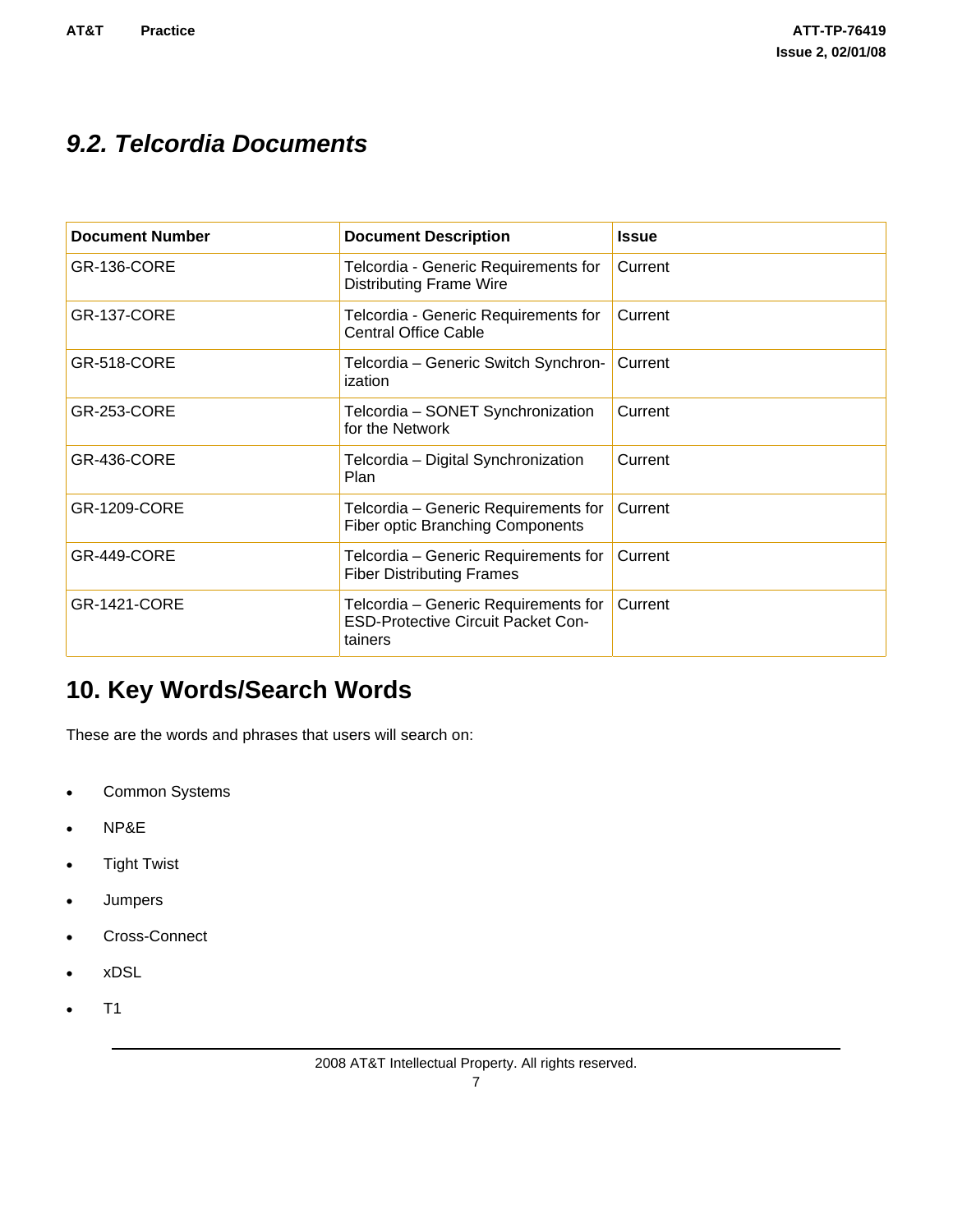### *9.2. Telcordia Documents*

| Document Number | Document Description | Issue |
|---|---|---|
| GR-136-CORE | Telcordia - Generic Requirements for Distributing Frame Wire | Current |
| GR-137-CORE | Telcordia - Generic Requirements for Central Office Cable | Current |
| GR-518-CORE | Telcordia – Generic Switch Synchronization | Current |
| GR-253-CORE | Telcordia – SONET Synchronization for the Network | Current |
| GR-436-CORE | Telcordia – Digital Synchronization Plan | Current |
| GR-1209-CORE | Telcordia – Generic Requirements for Fiber optic Branching Components | Current |
| GR-449-CORE | Telcordia – Generic Requirements for Fiber Distributing Frames | Current |
| GR-1421-CORE | Telcordia – Generic Requirements for ESD-Protective Circuit Packet Containers | Current |

## 10. Key Words/Search Words

These are the words and phrases that users will search on:

- Common Systems
- NP&E
- Tight Twist
- Jumpers
- Cross-Connect
- xDSL
- T1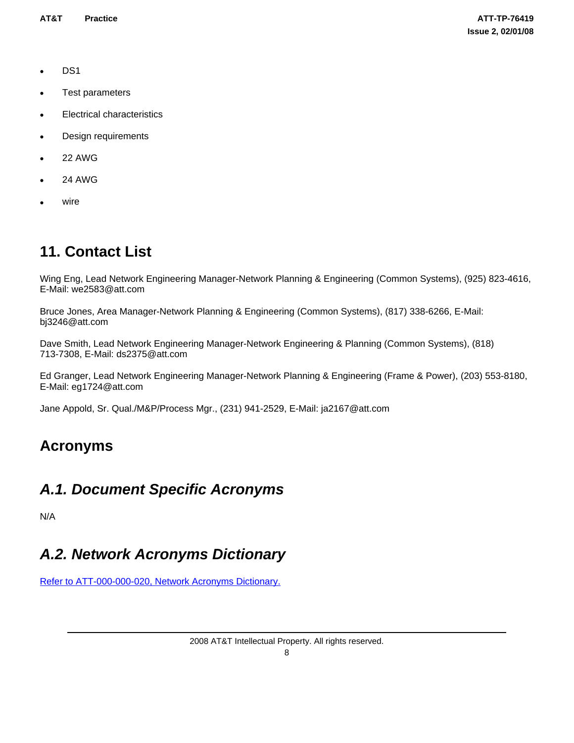- DS1
- Test parameters
- Electrical characteristics
- Design requirements
- 22 AWG
- 24 AWG
- wire

# 11. Contact List

Wing Eng, Lead Network Engineering Manager-Network Planning & Engineering (Common Systems), (925) 823-4616, E-Mail: we2583@att.com

Bruce Jones, Area Manager-Network Planning & Engineering (Common Systems), (817) 338-6266, E-Mail: bj3246@att.com

Dave Smith, Lead Network Engineering Manager-Network Engineering & Planning (Common Systems), (818) 713-7308, E-Mail: ds2375@att.com

Ed Granger, Lead Network Engineering Manager-Network Planning & Engineering (Frame & Power), (203) 553-8180, E-Mail: eg1724@att.com

Jane Appold, Sr. Qual./M&P/Process Mgr., (231) 941-2529, E-Mail: ja2167@att.com

# Acronyms

## *A.1. Document Specific Acronyms*

N/A

## *A.2. Network Acronyms Dictionary*

Refer to ATT-000-000-020, Network Acronyms Dictionary.